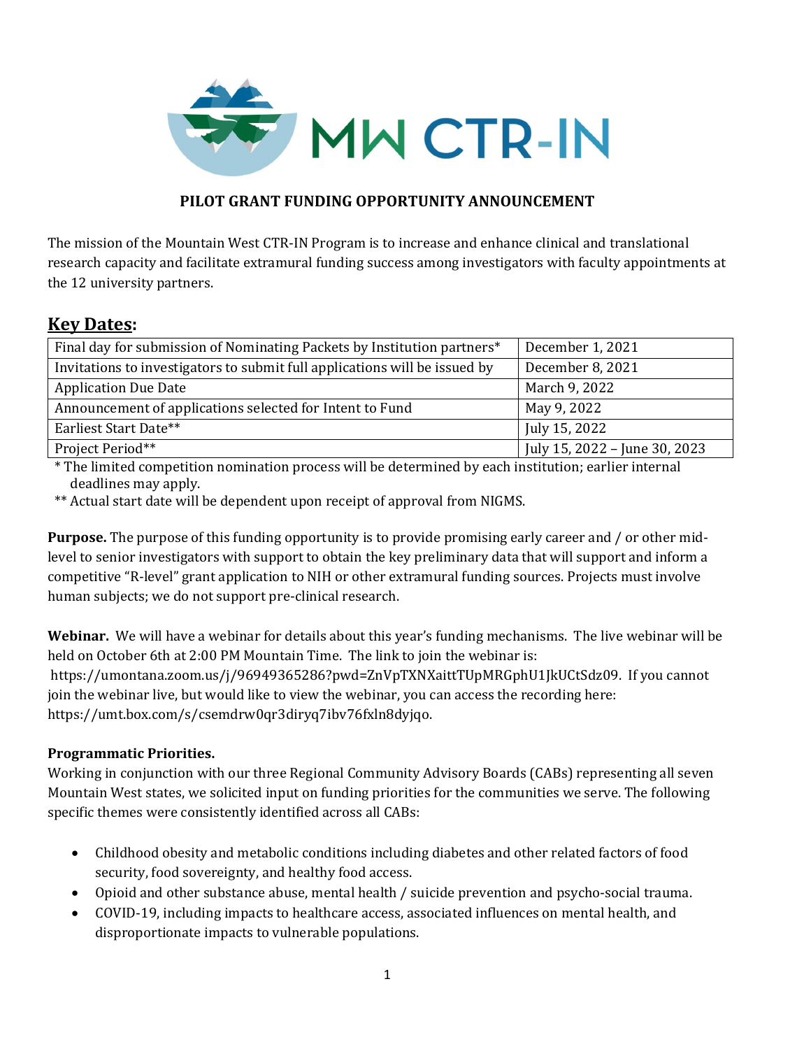MW CTR-IN

## PILOT GRANT FUNDING OPPORTUNITY ANNOUNCEMENT

The mission of the Mountain West CTR-IN Program is to increase and enhance clinical and translational research capacity and facilitate extramural funding success among investigators with faculty appointments at the 12 university partners.

## Key Dates:

| | |
|---|---|
| Final day for submission of Nominating Packets by Institution partners* | December 1, 2021 |
| Invitations to investigators to submit full applications will be issued by | December 8, 2021 |
| Application Due Date | March 9, 2022 |
| Announcement of applications selected for Intent to Fund | May 9, 2022 |
| Earliest Start Date** | July 15, 2022 |
| Project Period** | July 15, 2022 – June 30, 2023 |

\* The limited competition nomination process will be determined by each institution; earlier internal deadlines may apply.

** Actual start date will be dependent upon receipt of approval from NIGMS.

**Purpose.** The purpose of this funding opportunity is to provide promising early career and / or other mid-level to senior investigators with support to obtain the key preliminary data that will support and inform a competitive "R-level" grant application to NIH or other extramural funding sources. Projects must involve human subjects; we do not support pre-clinical research.

**Webinar.** We will have a webinar for details about this year's funding mechanisms. The live webinar will be held on October 6th at 2:00 PM Mountain Time. The link to join the webinar is: https://umontana.zoom.us/j/96949365286?pwd=ZnVpTXNXaittTUpMRGphU1JkUCtSdz09. If you cannot join the webinar live, but would like to view the webinar, you can access the recording here: https://umt.box.com/s/csemdrw0qr3diryq7ibv76fxln8dyjqo.

**Programmatic Priorities.**

Working in conjunction with our three Regional Community Advisory Boards (CABs) representing all seven Mountain West states, we solicited input on funding priorities for the communities we serve. The following specific themes were consistently identified across all CABs:

- Childhood obesity and metabolic conditions including diabetes and other related factors of food security, food sovereignty, and healthy food access.
- Opioid and other substance abuse, mental health / suicide prevention and psycho-social trauma.
- COVID-19, including impacts to healthcare access, associated influences on mental health, and disproportionate impacts to vulnerable populations.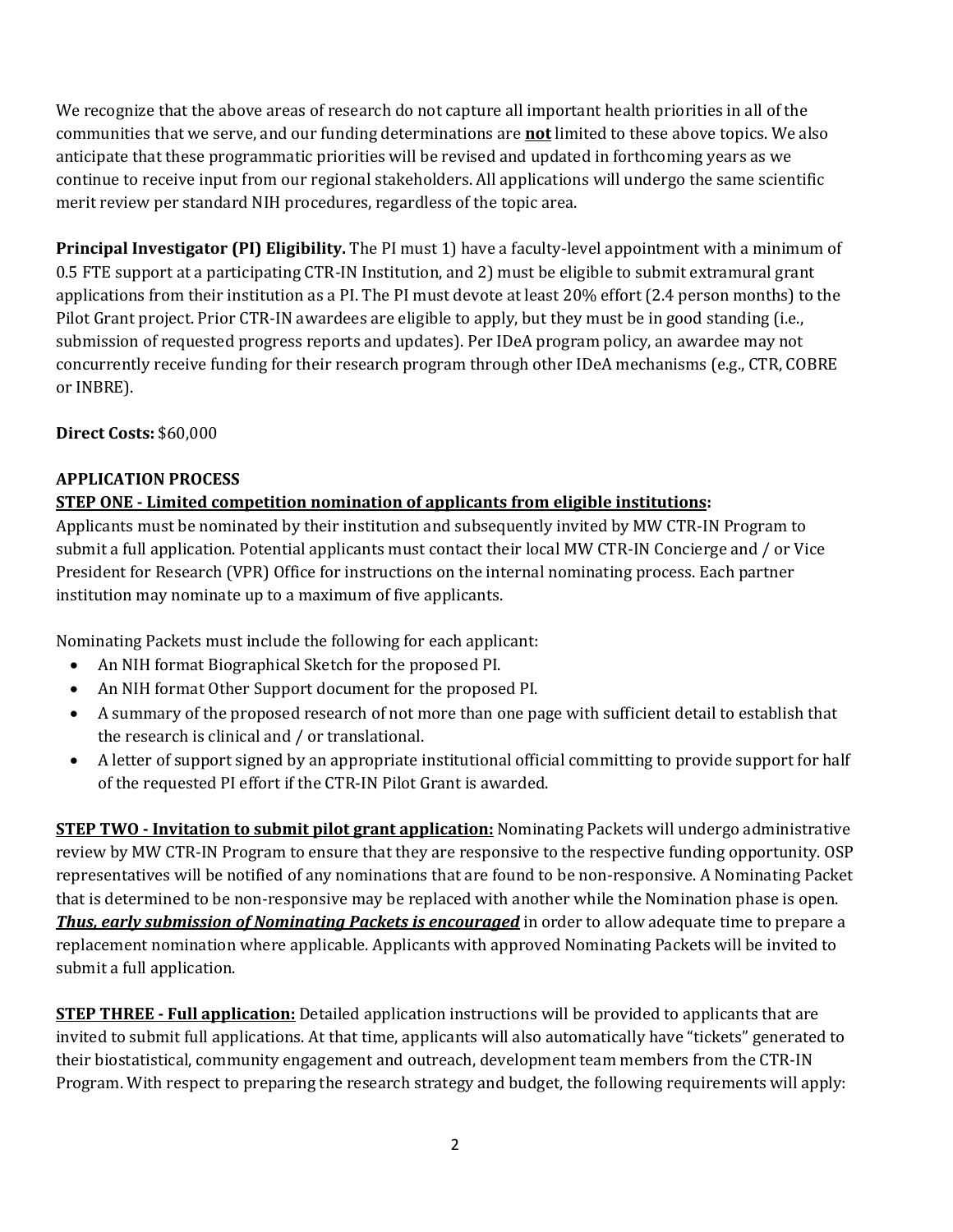We recognize that the above areas of research do not capture all important health priorities in all of the communities that we serve, and our funding determinations are **not** limited to these above topics. We also anticipate that these programmatic priorities will be revised and updated in forthcoming years as we continue to receive input from our regional stakeholders. All applications will undergo the same scientific merit review per standard NIH procedures, regardless of the topic area.

**Principal Investigator (PI) Eligibility.** The PI must 1) have a faculty-level appointment with a minimum of 0.5 FTE support at a participating CTR-IN Institution, and 2) must be eligible to submit extramural grant applications from their institution as a PI. The PI must devote at least 20% effort (2.4 person months) to the Pilot Grant project. Prior CTR-IN awardees are eligible to apply, but they must be in good standing (i.e., submission of requested progress reports and updates). Per IDeA program policy, an awardee may not concurrently receive funding for their research program through other IDeA mechanisms (e.g., CTR, COBRE or INBRE).

**Direct Costs:** $60,000

**APPLICATION PROCESS**

**STEP ONE - Limited competition nomination of applicants from eligible institutions:**

Applicants must be nominated by their institution and subsequently invited by MW CTR-IN Program to submit a full application. Potential applicants must contact their local MW CTR-IN Concierge and / or Vice President for Research (VPR) Office for instructions on the internal nominating process. Each partner institution may nominate up to a maximum of five applicants.

Nominating Packets must include the following for each applicant:

- An NIH format Biographical Sketch for the proposed PI.
- An NIH format Other Support document for the proposed PI.
- A summary of the proposed research of not more than one page with sufficient detail to establish that the research is clinical and / or translational.
- A letter of support signed by an appropriate institutional official committing to provide support for half of the requested PI effort if the CTR-IN Pilot Grant is awarded.

**STEP TWO - Invitation to submit pilot grant application:** Nominating Packets will undergo administrative review by MW CTR-IN Program to ensure that they are responsive to the respective funding opportunity. OSP representatives will be notified of any nominations that are found to be non-responsive. A Nominating Packet that is determined to be non-responsive may be replaced with another while the Nomination phase is open. ***Thus, early submission of Nominating Packets is encouraged*** in order to allow adequate time to prepare a replacement nomination where applicable. Applicants with approved Nominating Packets will be invited to submit a full application.

**STEP THREE - Full application:** Detailed application instructions will be provided to applicants that are invited to submit full applications. At that time, applicants will also automatically have "tickets" generated to their biostatistical, community engagement and outreach, development team members from the CTR-IN Program. With respect to preparing the research strategy and budget, the following requirements will apply: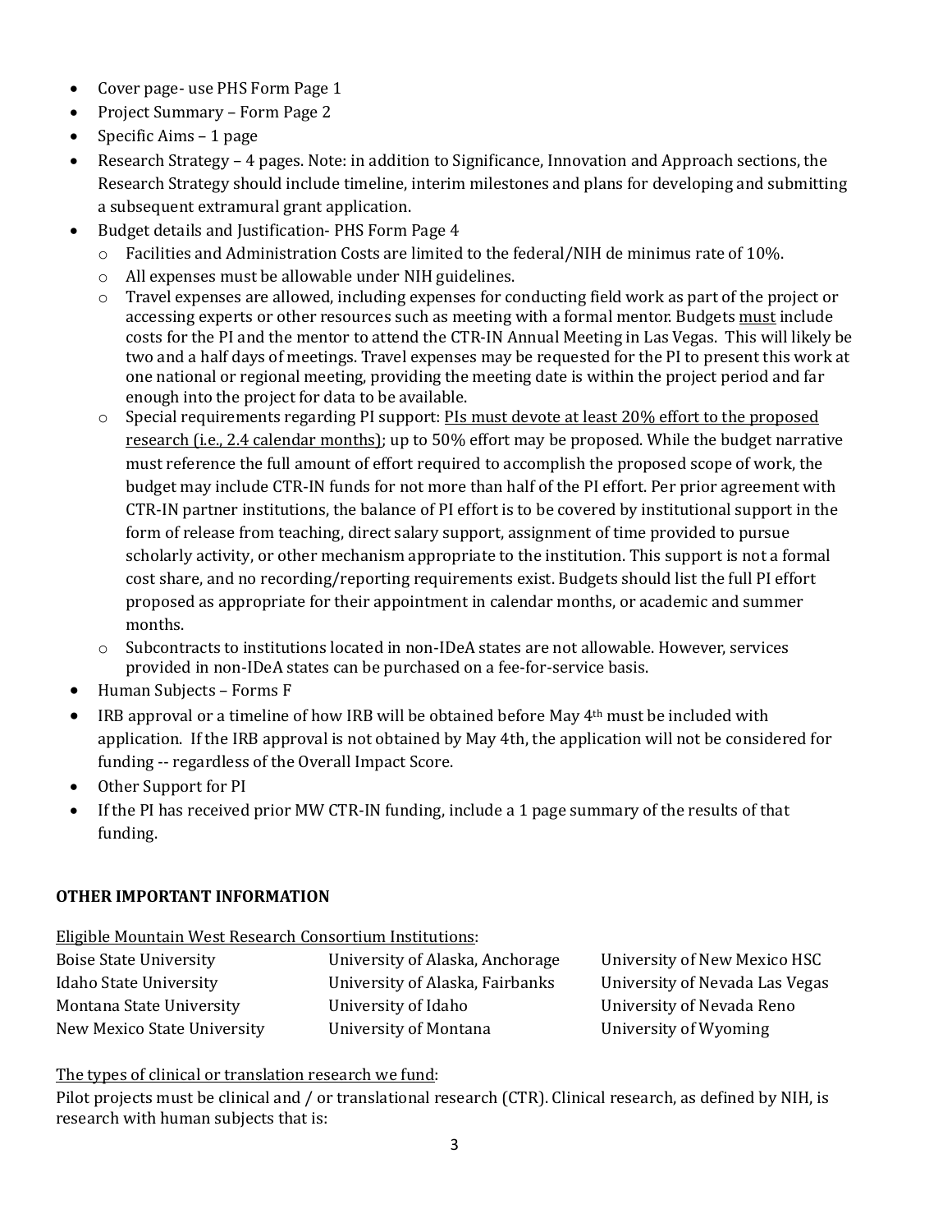- Cover page- use PHS Form Page 1
- Project Summary – Form Page 2
- Specific Aims – 1 page
- Research Strategy – 4 pages. Note: in addition to Significance, Innovation and Approach sections, the Research Strategy should include timeline, interim milestones and plans for developing and submitting a subsequent extramural grant application.
- Budget details and Justification- PHS Form Page 4
  - Facilities and Administration Costs are limited to the federal/NIH de minimus rate of 10%.
  - All expenses must be allowable under NIH guidelines.
  - Travel expenses are allowed, including expenses for conducting field work as part of the project or accessing experts or other resources such as meeting with a formal mentor. Budgets must include costs for the PI and the mentor to attend the CTR-IN Annual Meeting in Las Vegas. This will likely be two and a half days of meetings. Travel expenses may be requested for the PI to present this work at one national or regional meeting, providing the meeting date is within the project period and far enough into the project for data to be available.
  - Special requirements regarding PI support: PIs must devote at least 20% effort to the proposed research (i.e., 2.4 calendar months); up to 50% effort may be proposed. While the budget narrative must reference the full amount of effort required to accomplish the proposed scope of work, the budget may include CTR-IN funds for not more than half of the PI effort. Per prior agreement with CTR-IN partner institutions, the balance of PI effort is to be covered by institutional support in the form of release from teaching, direct salary support, assignment of time provided to pursue scholarly activity, or other mechanism appropriate to the institution. This support is not a formal cost share, and no recording/reporting requirements exist. Budgets should list the full PI effort proposed as appropriate for their appointment in calendar months, or academic and summer months.
  - Subcontracts to institutions located in non-IDeA states are not allowable. However, services provided in non-IDeA states can be purchased on a fee-for-service basis.
- Human Subjects – Forms F
- IRB approval or a timeline of how IRB will be obtained before May 4th must be included with application. If the IRB approval is not obtained by May 4th, the application will not be considered for funding -- regardless of the Overall Impact Score.
- Other Support for PI
- If the PI has received prior MW CTR-IN funding, include a 1 page summary of the results of that funding.

**OTHER IMPORTANT INFORMATION**

Eligible Mountain West Research Consortium Institutions:

| | | |
|---|---|---|
| Boise State University | University of Alaska, Anchorage | University of New Mexico HSC |
| Idaho State University | University of Alaska, Fairbanks | University of Nevada Las Vegas |
| Montana State University | University of Idaho | University of Nevada Reno |
| New Mexico State University | University of Montana | University of Wyoming |

The types of clinical or translation research we fund:

Pilot projects must be clinical and / or translational research (CTR). Clinical research, as defined by NIH, is research with human subjects that is: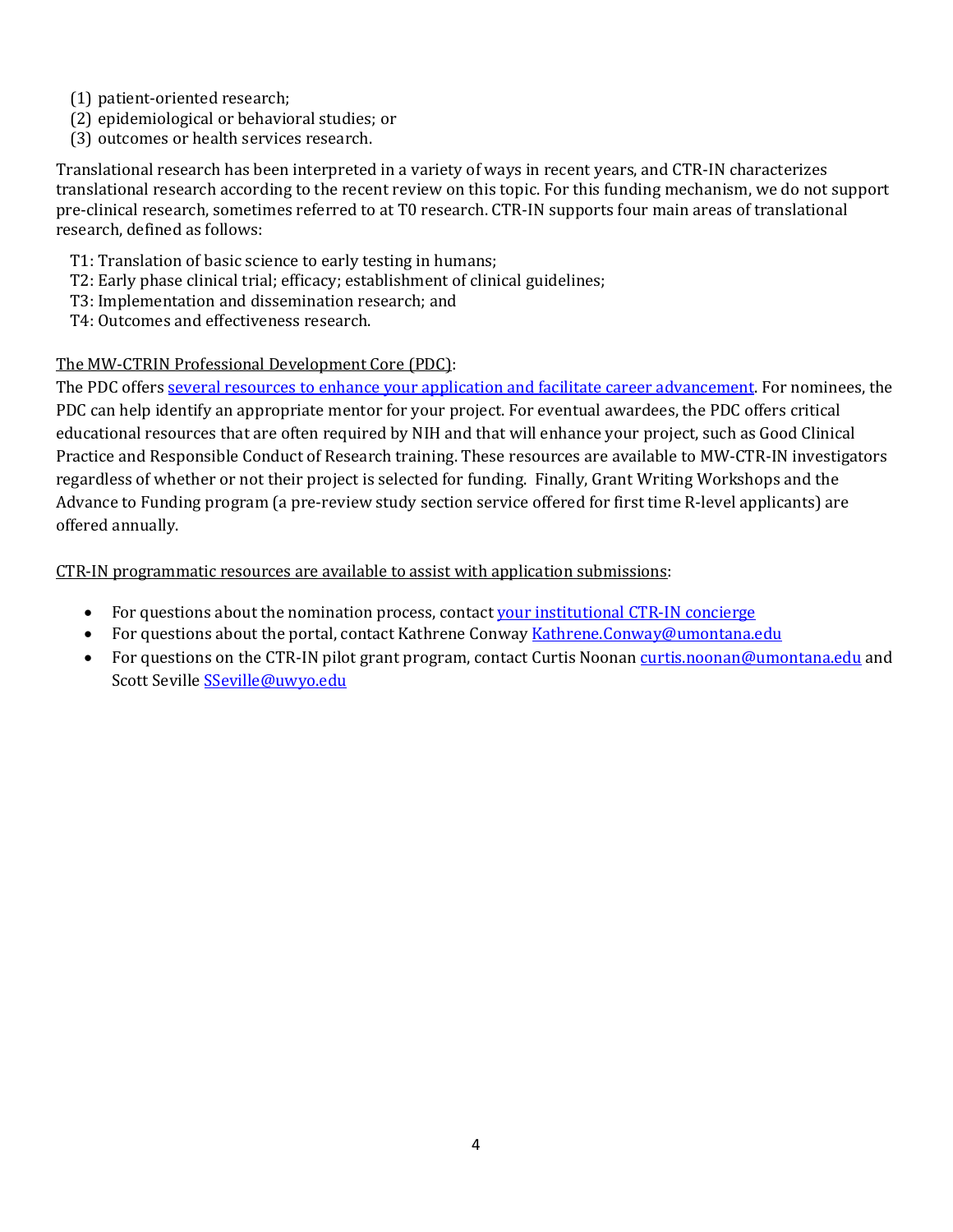(1) patient-oriented research;
(2) epidemiological or behavioral studies; or
(3) outcomes or health services research.

Translational research has been interpreted in a variety of ways in recent years, and CTR-IN characterizes translational research according to the recent review on this topic. For this funding mechanism, we do not support pre-clinical research, sometimes referred to at T0 research. CTR-IN supports four main areas of translational research, defined as follows:

T1: Translation of basic science to early testing in humans;
T2: Early phase clinical trial; efficacy; establishment of clinical guidelines;
T3: Implementation and dissemination research; and
T4: Outcomes and effectiveness research.

The MW-CTRIN Professional Development Core (PDC):

The PDC offers several resources to enhance your application and facilitate career advancement. For nominees, the PDC can help identify an appropriate mentor for your project. For eventual awardees, the PDC offers critical educational resources that are often required by NIH and that will enhance your project, such as Good Clinical Practice and Responsible Conduct of Research training. These resources are available to MW-CTR-IN investigators regardless of whether or not their project is selected for funding. Finally, Grant Writing Workshops and the Advance to Funding program (a pre-review study section service offered for first time R-level applicants) are offered annually.

CTR-IN programmatic resources are available to assist with application submissions:

- For questions about the nomination process, contact your institutional CTR-IN concierge
- For questions about the portal, contact Kathrene Conway Kathrene.Conway@umontana.edu
- For questions on the CTR-IN pilot grant program, contact Curtis Noonan curtis.noonan@umontana.edu and Scott Seville SSeville@uwyo.edu